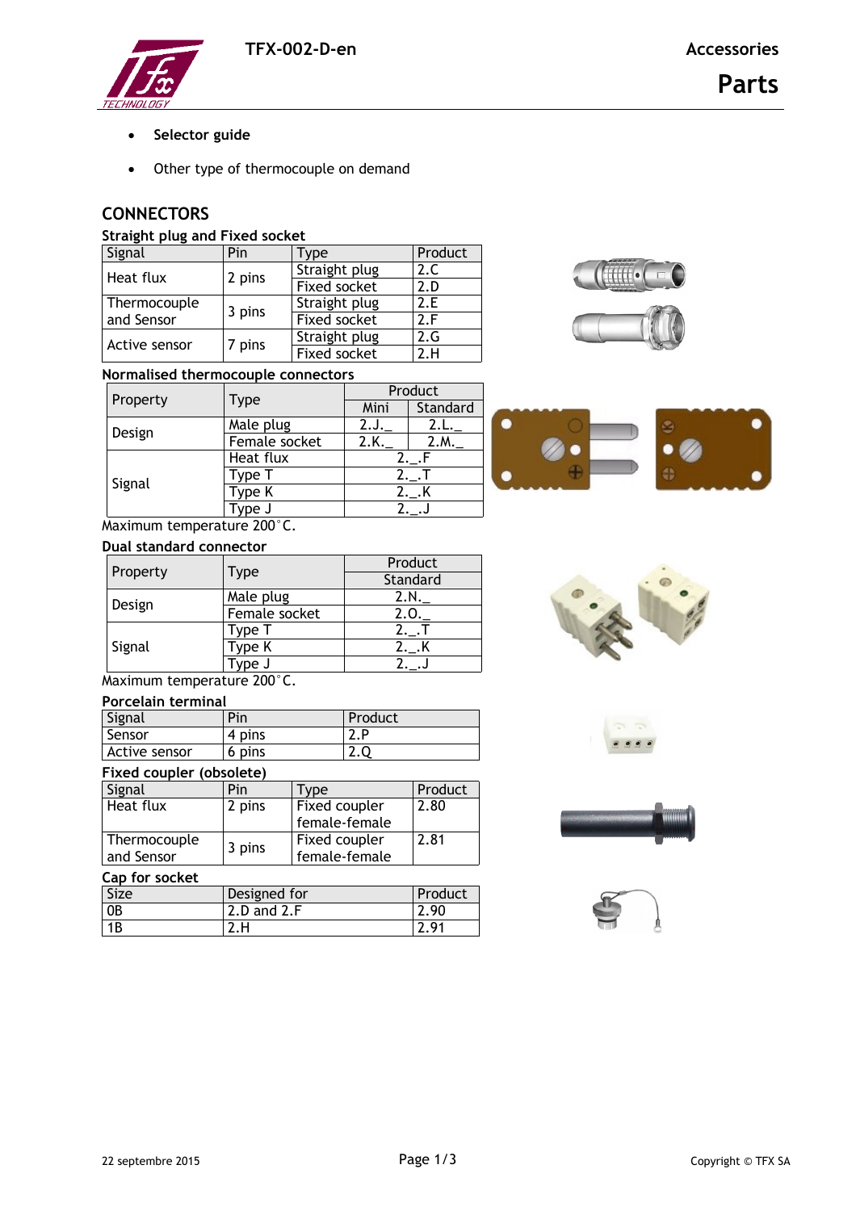- **Selector guide**
- Other type of thermocouple on demand

## CONNECTORS

### Straight plug and Fixed socket

| Signal | Pin | Type | Product |
|---|---|---|---|
| Heat flux | 2 pins | Straight plug | 2.C |
| | | Fixed socket | 2.D |
| Thermocouple and Sensor | 3 pins | Straight plug | 2.E |
| | | Fixed socket | 2.F |
| Active sensor | 7 pins | Straight plug | 2.G |
| | | Fixed socket | 2.H |

### Normalised thermocouple connectors

| Property | Type | Product | |
|---|---|---|---|
| | | Mini | Standard |
| Design | Male plug | 2.J._ | 2.L._ |
| | Female socket | 2.K._ | 2.M._ |
| Signal | Heat flux | 2._.F | |
| | Type T | 2._.T | |
| | Type K | 2._.K | |
| | Type J | 2._.J | |

Maximum temperature 200°C.

### Dual standard connector

| Property | Type | Product |
|---|---|---|
| | | Standard |
| Design | Male plug | 2.N._ |
| | Female socket | 2.O._ |
| Signal | Type T | 2._.T |
| | Type K | 2._.K |
| | Type J | 2._.J |

Maximum temperature 200°C.

### Porcelain terminal

| Signal | Pin | Product |
|---|---|---|
| Sensor | 4 pins | 2.P |
| Active sensor | 6 pins | 2.Q |

### Fixed coupler (obsolete)

| Signal | Pin | Type | Product |
|---|---|---|---|
| Heat flux | 2 pins | Fixed coupler female-female | 2.80 |
| Thermocouple and Sensor | 3 pins | Fixed coupler female-female | 2.81 |

### Cap for socket

| Size | Designed for | Product |
|---|---|---|
| 0B | 2.D and 2.F | 2.90 |
| 1B | 2.H | 2.91 |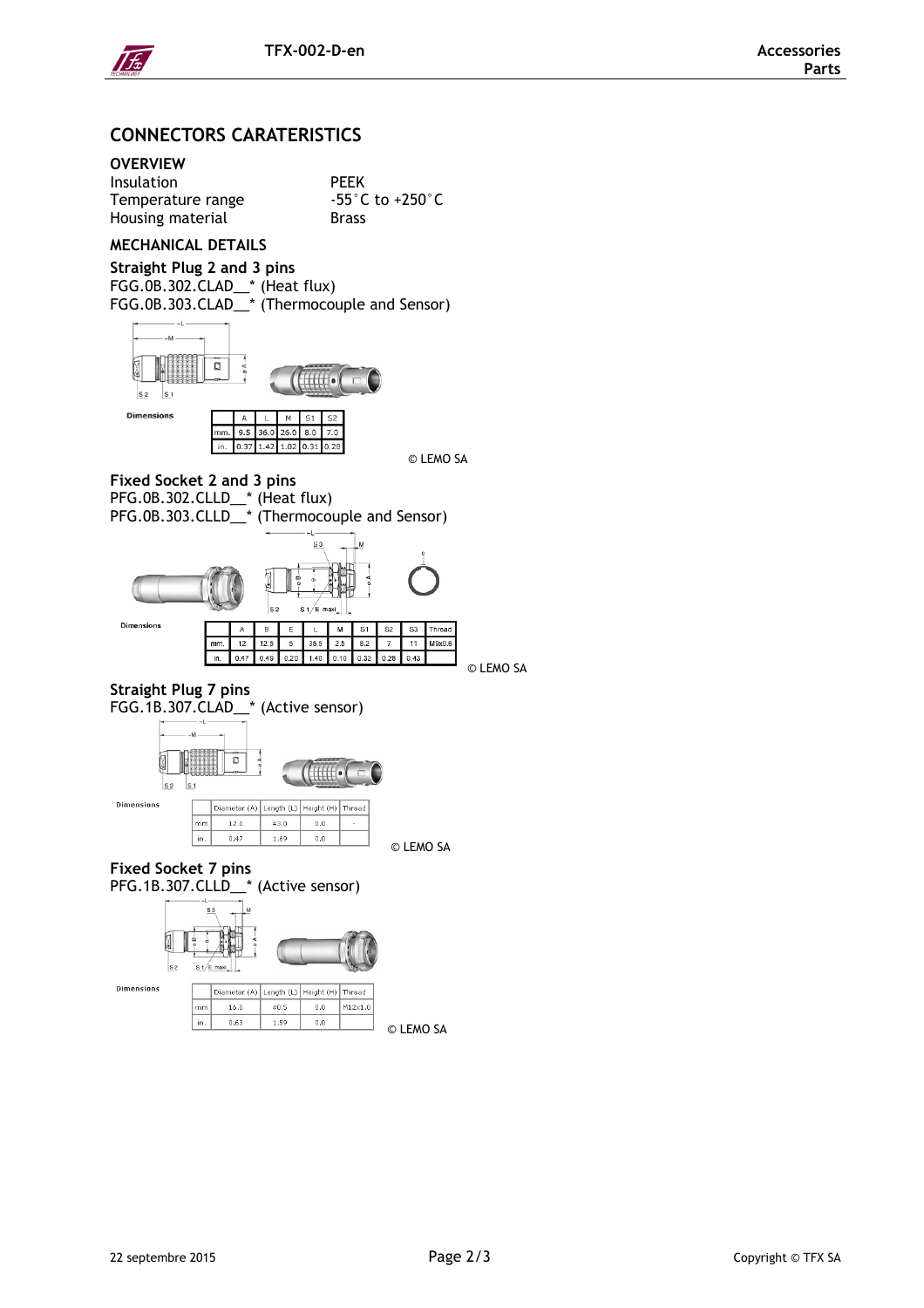# CONNECTORS CARATERISTICS

## OVERVIEW

| | |
|---|---|
| Insulation | PEEK |
| Temperature range | -55°C to +250°C |
| Housing material | Brass |

## MECHANICAL DETAILS

### Straight Plug 2 and 3 pins

FGG.0B.302.CLAD__* (Heat flux)
FGG.0B.303.CLAD__* (Thermocouple and Sensor)

Dimensions

| | A | L | M | S1 | S2 |
|---|---|---|---|---|---|
| mm. | 9.5 | 36.0 | 25.0 | 8.0 | 7.0 |
| in. | 0.37 | 1.42 | 1.02 | 0.31 | 0.28 |

© LEMO SA

### Fixed Socket 2 and 3 pins

PFG.0B.302.CLLD__* (Heat flux)
PFG.0B.303.CLLD__* (Thermocouple and Sensor)

Dimensions

| | A | B | E | L | M | S1 | S2 | S3 | Thread |
|---|---|---|---|---|---|---|---|---|---|
| mm. | 12 | 12.5 | 5 | 35.5 | 2.5 | 8.2 | 7 | 11 | M9x0.6 |
| in. | 0.47 | 0.49 | 0.20 | 1.40 | 0.10 | 0.32 | 0.28 | 0.43 | |

© LEMO SA

### Straight Plug 7 pins

FGG.1B.307.CLAD__* (Active sensor)

Dimensions

| | Diameter (A) | Length (L) | Height (H) | Thread |
|---|---|---|---|---|
| mm | 12.0 | 43.0 | 0.0 | - |
| in. | 0.47 | 1.69 | 0.0 | |

© LEMO SA

### Fixed Socket 7 pins

PFG.1B.307.CLLD__* (Active sensor)

Dimensions

| | Diameter (A) | Length (L) | Height (H) | Thread |
|---|---|---|---|---|
| mm | 16.0 | 40.5 | 0.0 | M12x1.0 |
| in. | 0.63 | 1.59 | 0.0 | |

© LEMO SA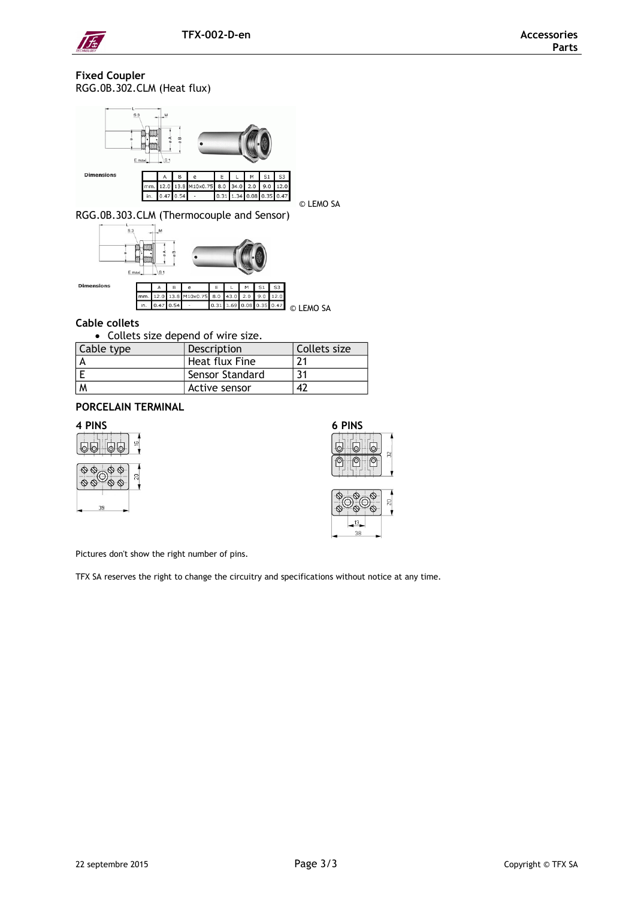**Fixed Coupler**

RGG.0B.302.CLM (Heat flux)

Dimensions

| | A | B | e | E | L | M | S1 | S3 |
|---|---|---|---|---|---|---|---|---|
| mm. | 12.0 | 13.8 | M10x0.75 | 8.0 | 34.0 | 2.0 | 9.0 | 12.0 |
| in. | 0.47 | 0.54 | - | 0.31 | 1.34 | 0.08 | 0.35 | 0.47 |

© LEMO SA

RGG.0B.303.CLM (Thermocouple and Sensor)

Dimensions

| | A | B | e | E | L | M | S1 | S3 |
|---|---|---|---|---|---|---|---|---|
| mm. | 12.0 | 13.8 | M10x0.75 | 8.0 | 43.0 | 2.0 | 9.0 | 12.0 |
| in. | 0.47 | 0.54 | - | 0.31 | 1.69 | 0.08 | 0.35 | 0.47 |

© LEMO SA

**Cable collets**

- Collets size depend of wire size.

| Cable type | Description | Collets size |
|---|---|---|
| A | Heat flux Fine | 21 |
| E | Sensor Standard | 31 |
| M | Active sensor | 42 |

**PORCELAIN TERMINAL**

**4 PINS**

16

20

39

**6 PINS**

32

20

13

38

Pictures don't show the right number of pins.

TFX SA reserves the right to change the circuitry and specifications without notice at any time.